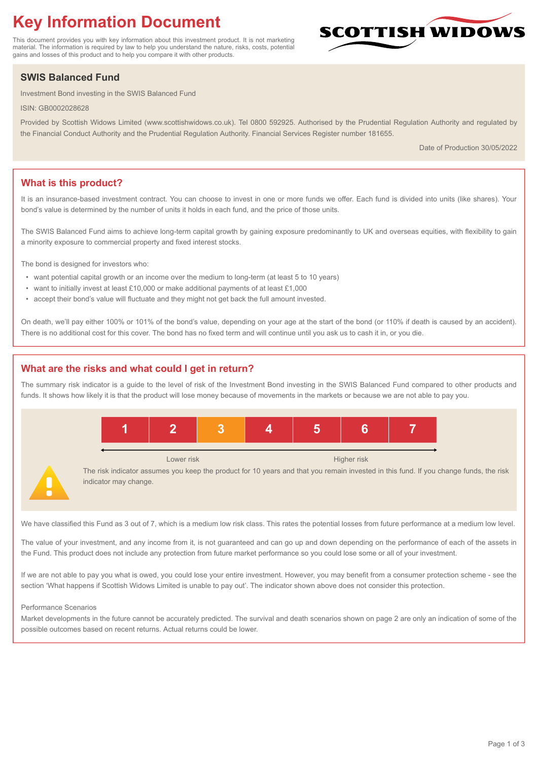# Key Information Document

This document provides you with key information about this investment product. It is not marketing material. The information is required by law to help you understand the nature, risks, costs, potential gains and losses of this product and to help you compare it with other products.

SCOTTISH WIDOWS

## SWIS Balanced Fund

Investment Bond investing in the SWIS Balanced Fund

ISIN: GB0002028628

Provided by Scottish Widows Limited (www.scottishwidows.co.uk). Tel 0800 592925. Authorised by the Prudential Regulation Authority and regulated by the Financial Conduct Authority and the Prudential Regulation Authority. Financial Services Register number 181655.

Date of Production 30/05/2022

## What is this product?

It is an insurance-based investment contract. You can choose to invest in one or more funds we offer. Each fund is divided into units (like shares). Your bond's value is determined by the number of units it holds in each fund, and the price of those units.

The SWIS Balanced Fund aims to achieve long-term capital growth by gaining exposure predominantly to UK and overseas equities, with flexibility to gain a minority exposure to commercial property and fixed interest stocks.

The bond is designed for investors who:

- want potential capital growth or an income over the medium to long-term (at least 5 to 10 years)
- want to initially invest at least £10,000 or make additional payments of at least £1,000
- accept their bond's value will fluctuate and they might not get back the full amount invested.

On death, we'll pay either 100% or 101% of the bond's value, depending on your age at the start of the bond (or 110% if death is caused by an accident). There is no additional cost for this cover. The bond has no fixed term and will continue until you ask us to cash it in, or you die.

## What are the risks and what could I get in return?

The summary risk indicator is a guide to the level of risk of the Investment Bond investing in the SWIS Balanced Fund compared to other products and funds. It shows how likely it is that the product will lose money because of movements in the markets or because we are not able to pay you.

| 1 | 2 | **3** | 4 | 5 | 6 | 7 |
|---|---|---|---|---|---|---|

Lower risk ← → Higher risk

The risk indicator assumes you keep the product for 10 years and that you remain invested in this fund. If you change funds, the risk indicator may change.

We have classified this Fund as 3 out of 7, which is a medium low risk class. This rates the potential losses from future performance at a medium low level.

The value of your investment, and any income from it, is not guaranteed and can go up and down depending on the performance of each of the assets in the Fund. This product does not include any protection from future market performance so you could lose some or all of your investment.

If we are not able to pay you what is owed, you could lose your entire investment. However, you may benefit from a consumer protection scheme - see the section 'What happens if Scottish Widows Limited is unable to pay out'. The indicator shown above does not consider this protection.

Performance Scenarios

Market developments in the future cannot be accurately predicted. The survival and death scenarios shown on page 2 are only an indication of some of the possible outcomes based on recent returns. Actual returns could be lower.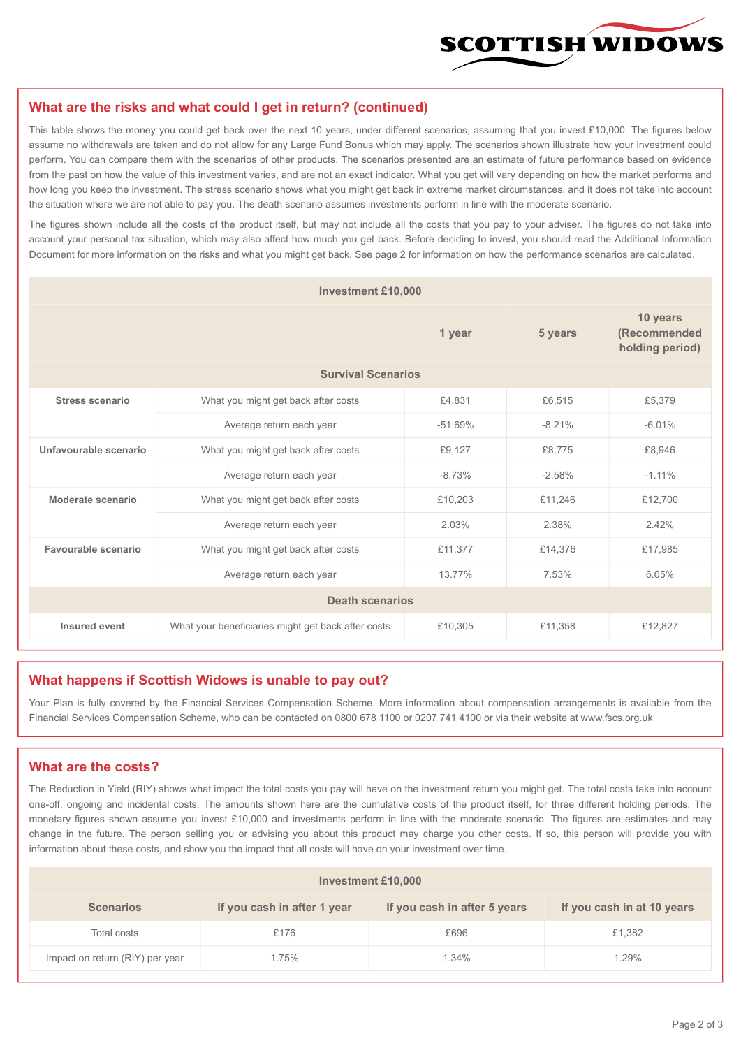## What are the risks and what could I get in return? (continued)

This table shows the money you could get back over the next 10 years, under different scenarios, assuming that you invest £10,000. The figures below assume no withdrawals are taken and do not allow for any Large Fund Bonus which may apply. The scenarios shown illustrate how your investment could perform. You can compare them with the scenarios of other products. The scenarios presented are an estimate of future performance based on evidence from the past on how the value of this investment varies, and are not an exact indicator. What you get will vary depending on how the market performs and how long you keep the investment. The stress scenario shows what you might get back in extreme market circumstances, and it does not take into account the situation where we are not able to pay you. The death scenario assumes investments perform in line with the moderate scenario.

The figures shown include all the costs of the product itself, but may not include all the costs that you pay to your adviser. The figures do not take into account your personal tax situation, which may also affect how much you get back. Before deciding to invest, you should read the Additional Information Document for more information on the risks and what you might get back. See page 2 for information on how the performance scenarios are calculated.

| Investment £10,000 | | | | |
|---|---|---|---|---|
| | | **1 year** | **5 years** | **10 years (Recommended holding period)** |
| **Survival Scenarios** | | | | |
| **Stress scenario** | What you might get back after costs | £4,831 | £6,515 | £5,379 |
| | Average return each year | -51.69% | -8.21% | -6.01% |
| **Unfavourable scenario** | What you might get back after costs | £9,127 | £8,775 | £8,946 |
| | Average return each year | -8.73% | -2.58% | -1.11% |
| **Moderate scenario** | What you might get back after costs | £10,203 | £11,246 | £12,700 |
| | Average return each year | 2.03% | 2.38% | 2.42% |
| **Favourable scenario** | What you might get back after costs | £11,377 | £14,376 | £17,985 |
| | Average return each year | 13.77% | 7.53% | 6.05% |
| **Death scenarios** | | | | |
| **Insured event** | What your beneficiaries might get back after costs | £10,305 | £11,358 | £12,827 |

## What happens if Scottish Widows is unable to pay out?

Your Plan is fully covered by the Financial Services Compensation Scheme. More information about compensation arrangements is available from the Financial Services Compensation Scheme, who can be contacted on 0800 678 1100 or 0207 741 4100 or via their website at www.fscs.org.uk

## What are the costs?

The Reduction in Yield (RIY) shows what impact the total costs you pay will have on the investment return you might get. The total costs take into account one-off, ongoing and incidental costs. The amounts shown here are the cumulative costs of the product itself, for three different holding periods. The monetary figures shown assume you invest £10,000 and investments perform in line with the moderate scenario. The figures are estimates and may change in the future. The person selling you or advising you about this product may charge you other costs. If so, this person will provide you with information about these costs, and show you the impact that all costs will have on your investment over time.

| Investment £10,000 | | | |
|---|---|---|---|
| **Scenarios** | **If you cash in after 1 year** | **If you cash in after 5 years** | **If you cash in at 10 years** |
| Total costs | £176 | £696 | £1,382 |
| Impact on return (RIY) per year | 1.75% | 1.34% | 1.29% |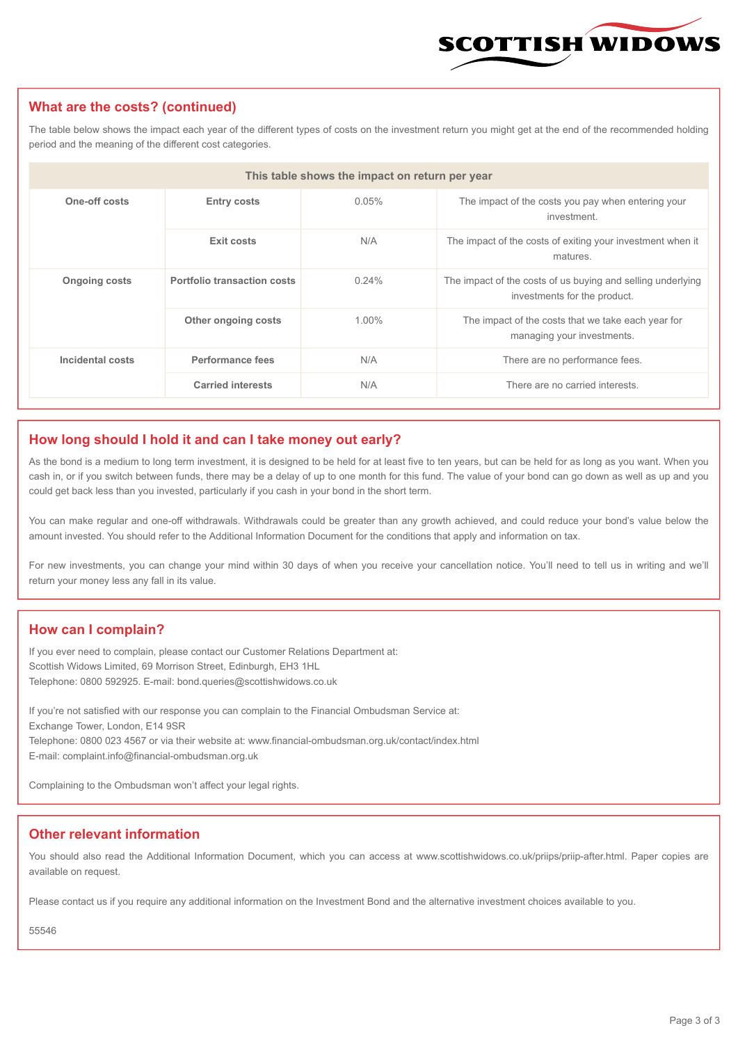## What are the costs? (continued)

The table below shows the impact each year of the different types of costs on the investment return you might get at the end of the recommended holding period and the meaning of the different cost categories.

| This table shows the impact on return per year | | | |
|---|---|---|---|
| **One-off costs** | **Entry costs** | 0.05% | The impact of the costs you pay when entering your investment. |
| | **Exit costs** | N/A | The impact of the costs of exiting your investment when it matures. |
| **Ongoing costs** | **Portfolio transaction costs** | 0.24% | The impact of the costs of us buying and selling underlying investments for the product. |
| | **Other ongoing costs** | 1.00% | The impact of the costs that we take each year for managing your investments. |
| **Incidental costs** | **Performance fees** | N/A | There are no performance fees. |
| | **Carried interests** | N/A | There are no carried interests. |

## How long should I hold it and can I take money out early?

As the bond is a medium to long term investment, it is designed to be held for at least five to ten years, but can be held for as long as you want. When you cash in, or if you switch between funds, there may be a delay of up to one month for this fund. The value of your bond can go down as well as up and you could get back less than you invested, particularly if you cash in your bond in the short term.

You can make regular and one-off withdrawals. Withdrawals could be greater than any growth achieved, and could reduce your bond's value below the amount invested. You should refer to the Additional Information Document for the conditions that apply and information on tax.

For new investments, you can change your mind within 30 days of when you receive your cancellation notice. You'll need to tell us in writing and we'll return your money less any fall in its value.

## How can I complain?

If you ever need to complain, please contact our Customer Relations Department at:
Scottish Widows Limited, 69 Morrison Street, Edinburgh, EH3 1HL
Telephone: 0800 592925. E-mail: bond.queries@scottishwidows.co.uk

If you're not satisfied with our response you can complain to the Financial Ombudsman Service at:
Exchange Tower, London, E14 9SR
Telephone: 0800 023 4567 or via their website at: www.financial-ombudsman.org.uk/contact/index.html
E-mail: complaint.info@financial-ombudsman.org.uk

Complaining to the Ombudsman won't affect your legal rights.

## Other relevant information

You should also read the Additional Information Document, which you can access at www.scottishwidows.co.uk/priips/priip-after.html. Paper copies are available on request.

Please contact us if you require any additional information on the Investment Bond and the alternative investment choices available to you.

55546